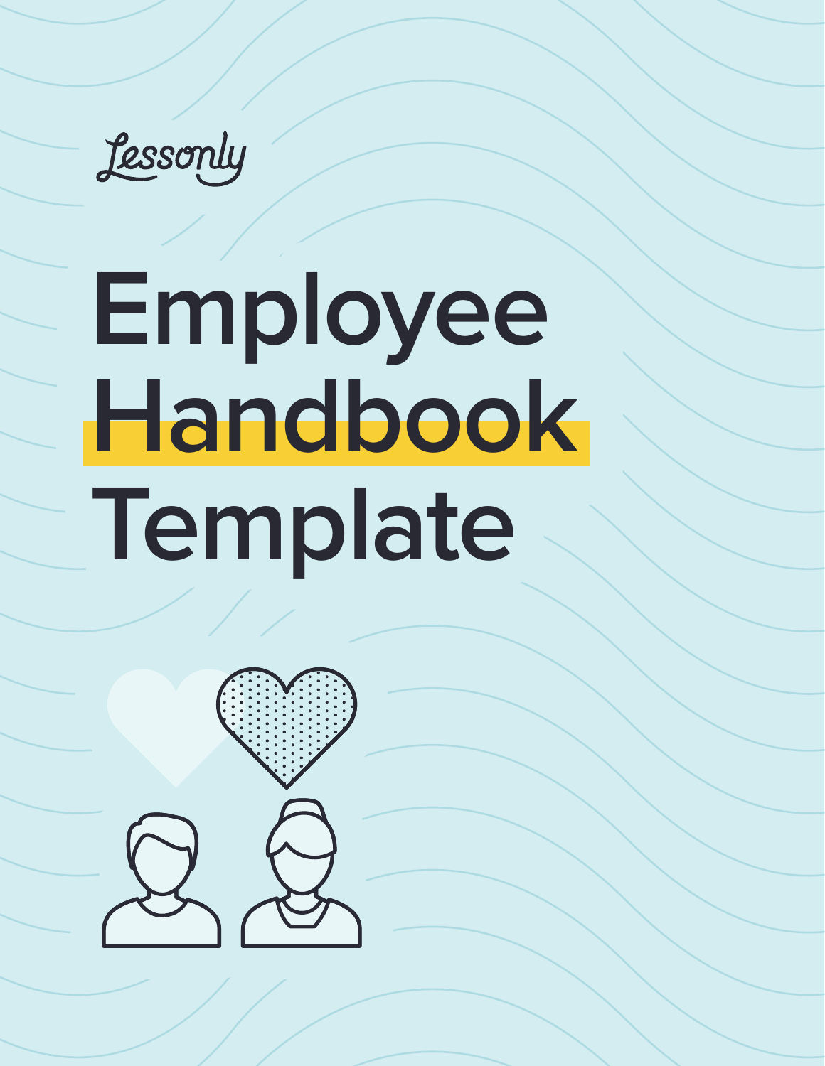Lessonly

# Employee Handbook Template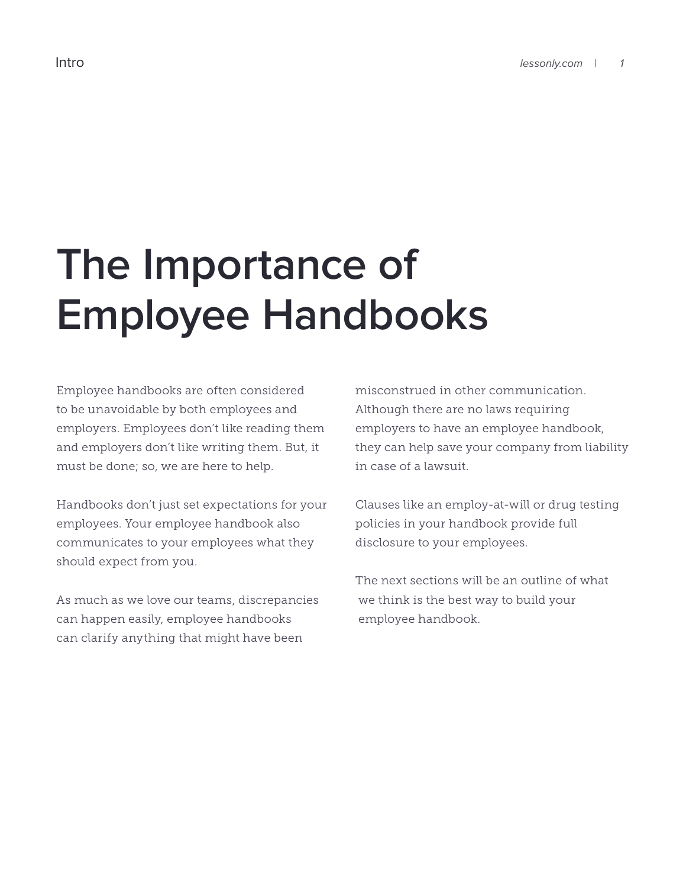# The Importance of Employee Handbooks

Employee handbooks are often considered to be unavoidable by both employees and employers. Employees don't like reading them and employers don't like writing them. But, it must be done; so, we are here to help.

Handbooks don't just set expectations for your employees. Your employee handbook also communicates to your employees what they should expect from you.

As much as we love our teams, discrepancies can happen easily, employee handbooks can clarify anything that might have been misconstrued in other communication. Although there are no laws requiring employers to have an employee handbook, they can help save your company from liability in case of a lawsuit.

Clauses like an employ-at-will or drug testing policies in your handbook provide full disclosure to your employees.

The next sections will be an outline of what we think is the best way to build your employee handbook.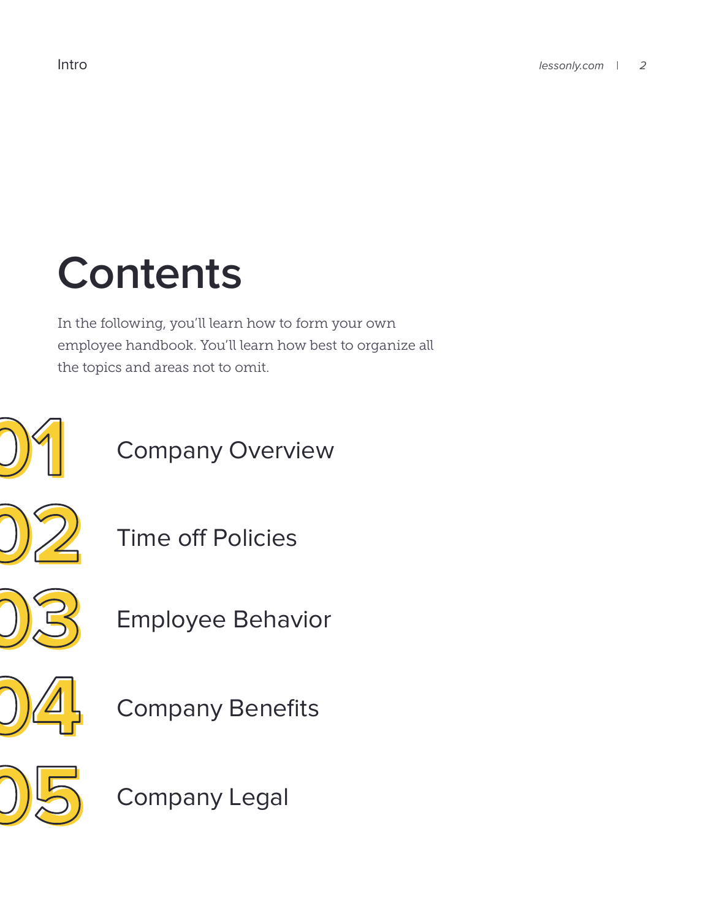# Contents

In the following, you'll learn how to form your own employee handbook. You'll learn how best to organize all the topics and areas not to omit.

01 Company Overview

02 Time off Policies

03 Employee Behavior

04 Company Benefits

05 Company Legal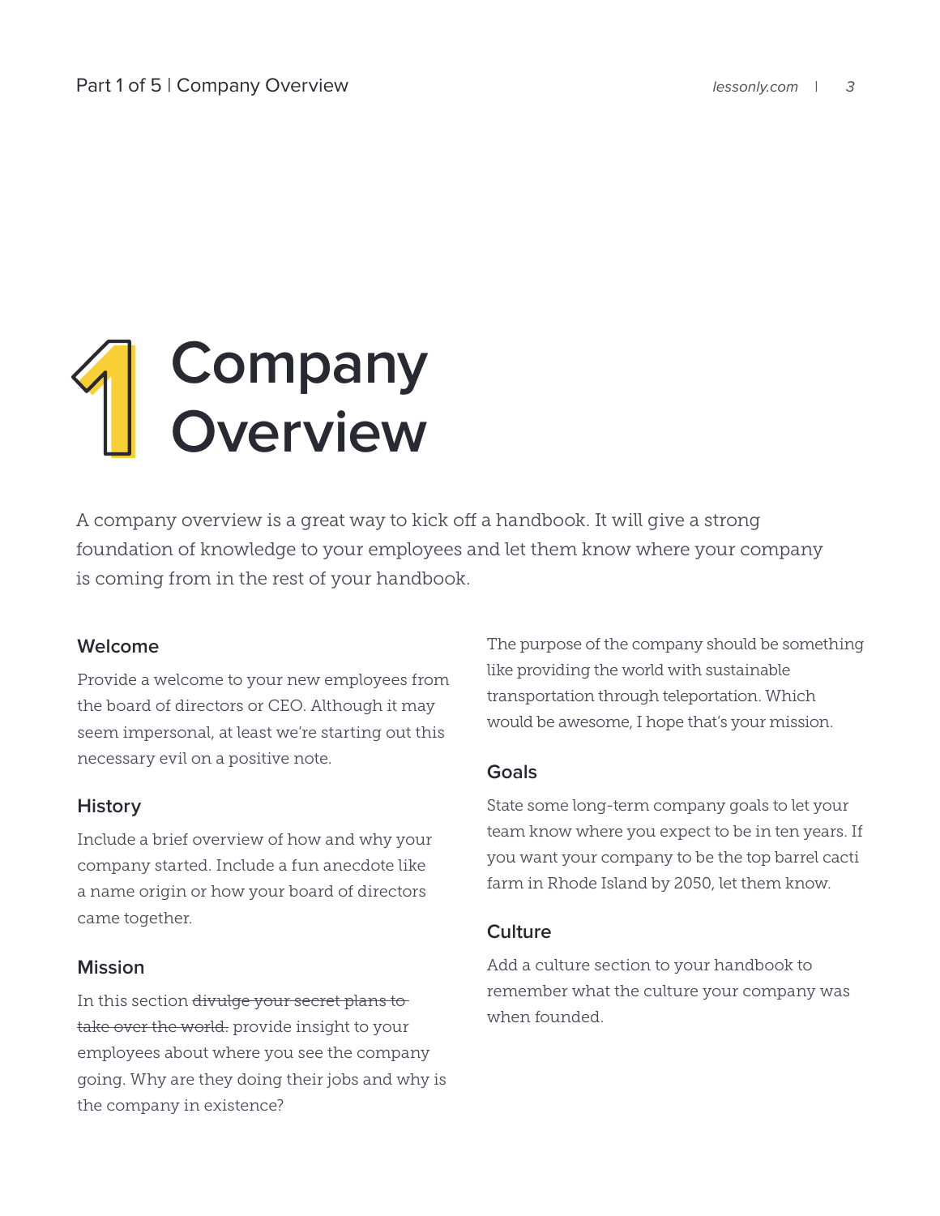# 1 Company Overview

A company overview is a great way to kick off a handbook. It will give a strong foundation of knowledge to your employees and let them know where your company is coming from in the rest of your handbook.

### Welcome

Provide a welcome to your new employees from the board of directors or CEO. Although it may seem impersonal, at least we're starting out this necessary evil on a positive note.

### History

Include a brief overview of how and why your company started. Include a fun anecdote like a name origin or how your board of directors came together.

### Mission

In this section ~~divulge your secret plans to take over the world.~~ provide insight to your employees about where you see the company going. Why are they doing their jobs and why is the company in existence?

The purpose of the company should be something like providing the world with sustainable transportation through teleportation. Which would be awesome, I hope that's your mission.

### Goals

State some long-term company goals to let your team know where you expect to be in ten years. If you want your company to be the top barrel cacti farm in Rhode Island by 2050, let them know.

### Culture

Add a culture section to your handbook to remember what the culture your company was when founded.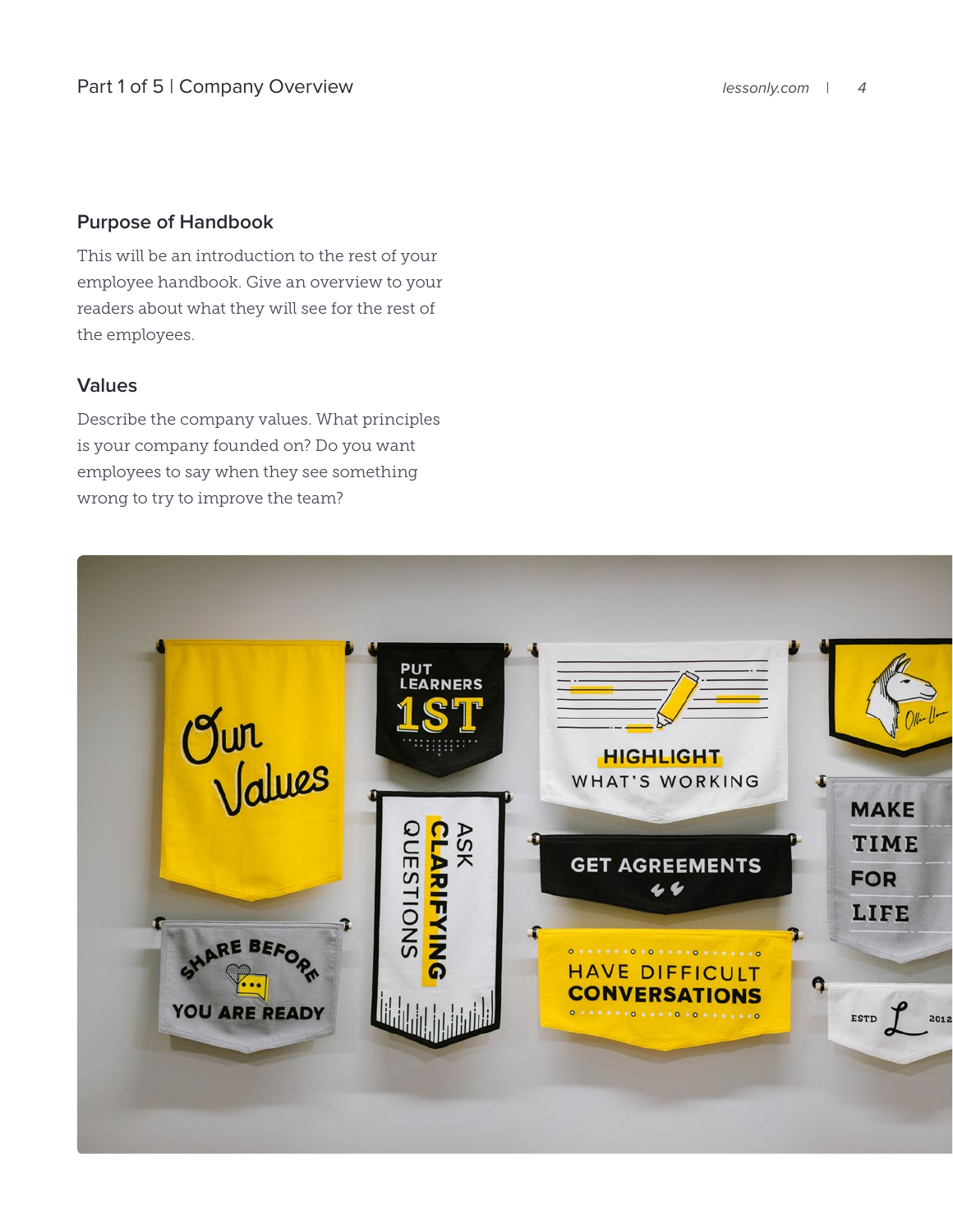## Purpose of Handbook

This will be an introduction to the rest of your employee handbook. Give an overview to your readers about what they will see for the rest of the employees.

## Values

Describe the company values. What principles is your company founded on? Do you want employees to say when they see something wrong to try to improve the team?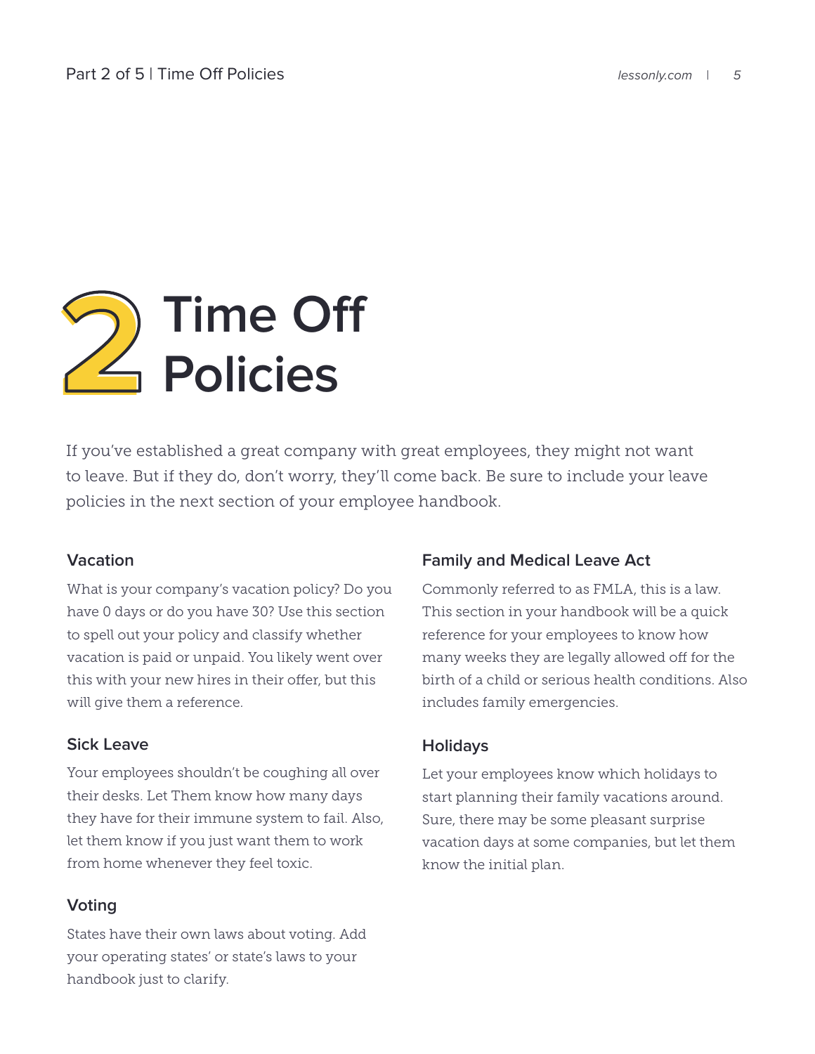# 2 Time Off Policies

If you've established a great company with great employees, they might not want to leave. But if they do, don't worry, they'll come back. Be sure to include your leave policies in the next section of your employee handbook.

### Vacation

What is your company's vacation policy? Do you have 0 days or do you have 30? Use this section to spell out your policy and classify whether vacation is paid or unpaid. You likely went over this with your new hires in their offer, but this will give them a reference.

### Sick Leave

Your employees shouldn't be coughing all over their desks. Let Them know how many days they have for their immune system to fail. Also, let them know if you just want them to work from home whenever they feel toxic.

### Voting

States have their own laws about voting. Add your operating states' or state's laws to your handbook just to clarify.

### Family and Medical Leave Act

Commonly referred to as FMLA, this is a law. This section in your handbook will be a quick reference for your employees to know how many weeks they are legally allowed off for the birth of a child or serious health conditions. Also includes family emergencies.

### Holidays

Let your employees know which holidays to start planning their family vacations around. Sure, there may be some pleasant surprise vacation days at some companies, but let them know the initial plan.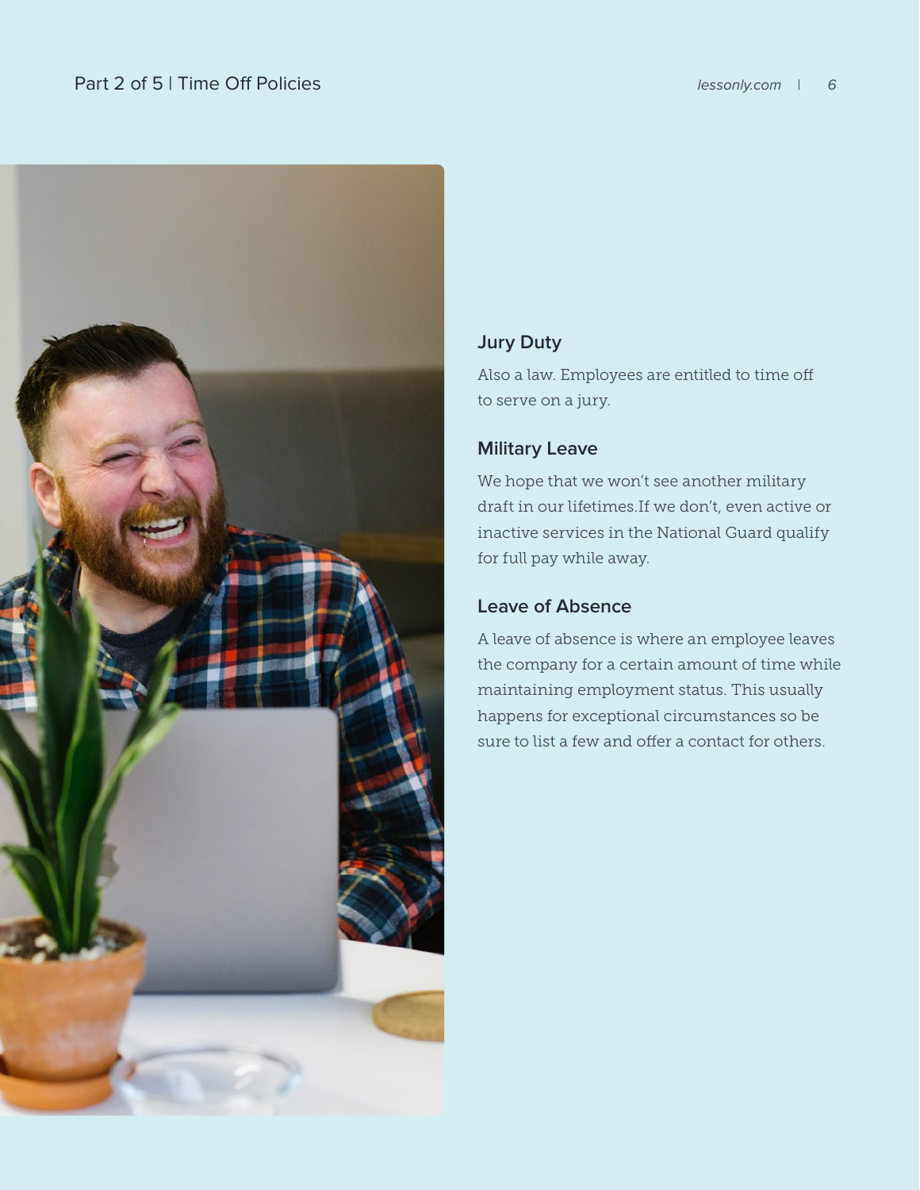### Jury Duty

Also a law. Employees are entitled to time off to serve on a jury.

### Military Leave

We hope that we won't see another military draft in our lifetimes.If we don't, even active or inactive services in the National Guard qualify for full pay while away.

### Leave of Absence

A leave of absence is where an employee leaves the company for a certain amount of time while maintaining employment status. This usually happens for exceptional circumstances so be sure to list a few and offer a contact for others.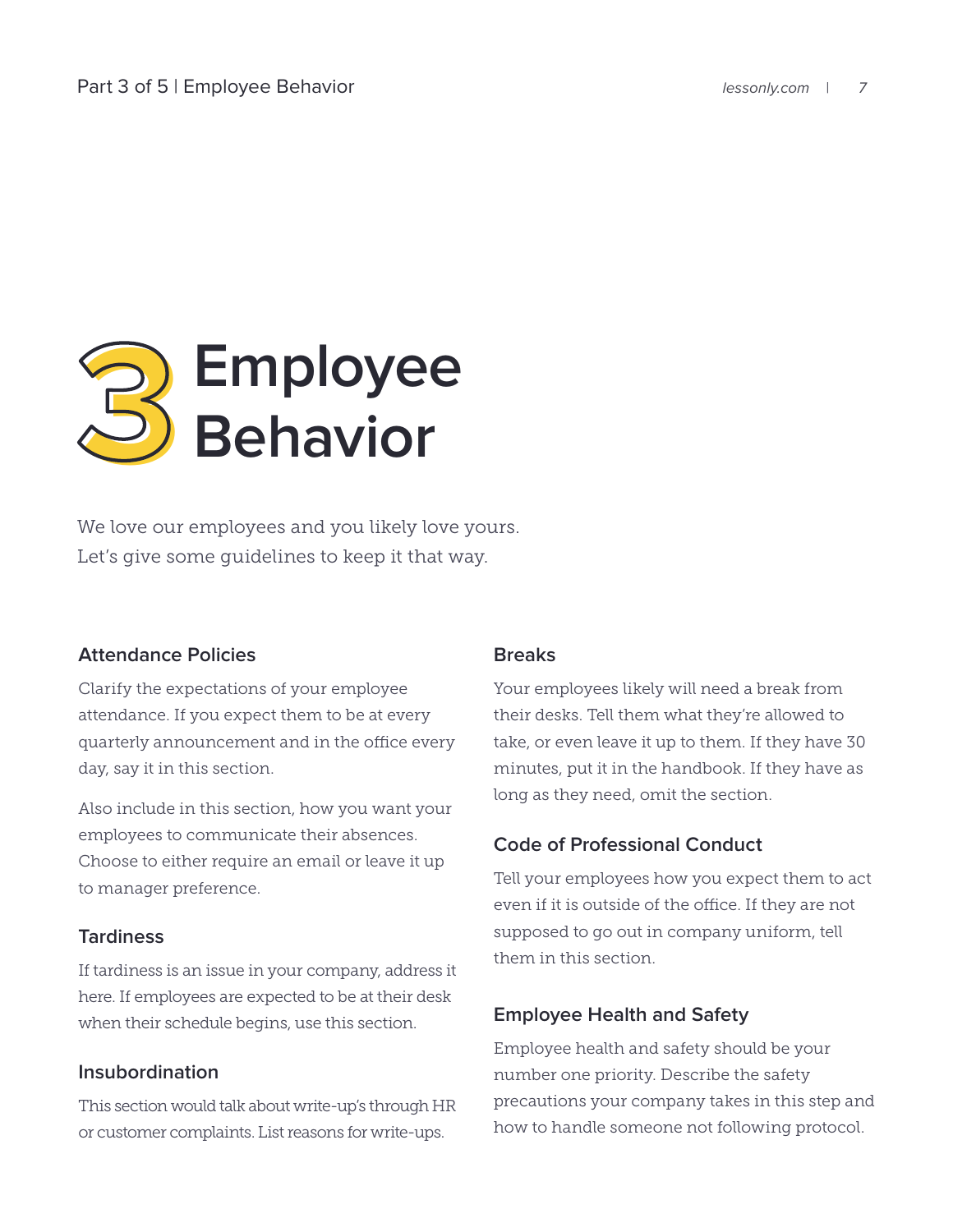# 3 Employee Behavior

We love our employees and you likely love yours. Let's give some guidelines to keep it that way.

### Attendance Policies

Clarify the expectations of your employee attendance. If you expect them to be at every quarterly announcement and in the office every day, say it in this section.

Also include in this section, how you want your employees to communicate their absences. Choose to either require an email or leave it up to manager preference.

### Tardiness

If tardiness is an issue in your company, address it here. If employees are expected to be at their desk when their schedule begins, use this section.

### Insubordination

This section would talk about write-up's through HR or customer complaints. List reasons for write-ups.

### Breaks

Your employees likely will need a break from their desks. Tell them what they're allowed to take, or even leave it up to them. If they have 30 minutes, put it in the handbook. If they have as long as they need, omit the section.

### Code of Professional Conduct

Tell your employees how you expect them to act even if it is outside of the office. If they are not supposed to go out in company uniform, tell them in this section.

### Employee Health and Safety

Employee health and safety should be your number one priority. Describe the safety precautions your company takes in this step and how to handle someone not following protocol.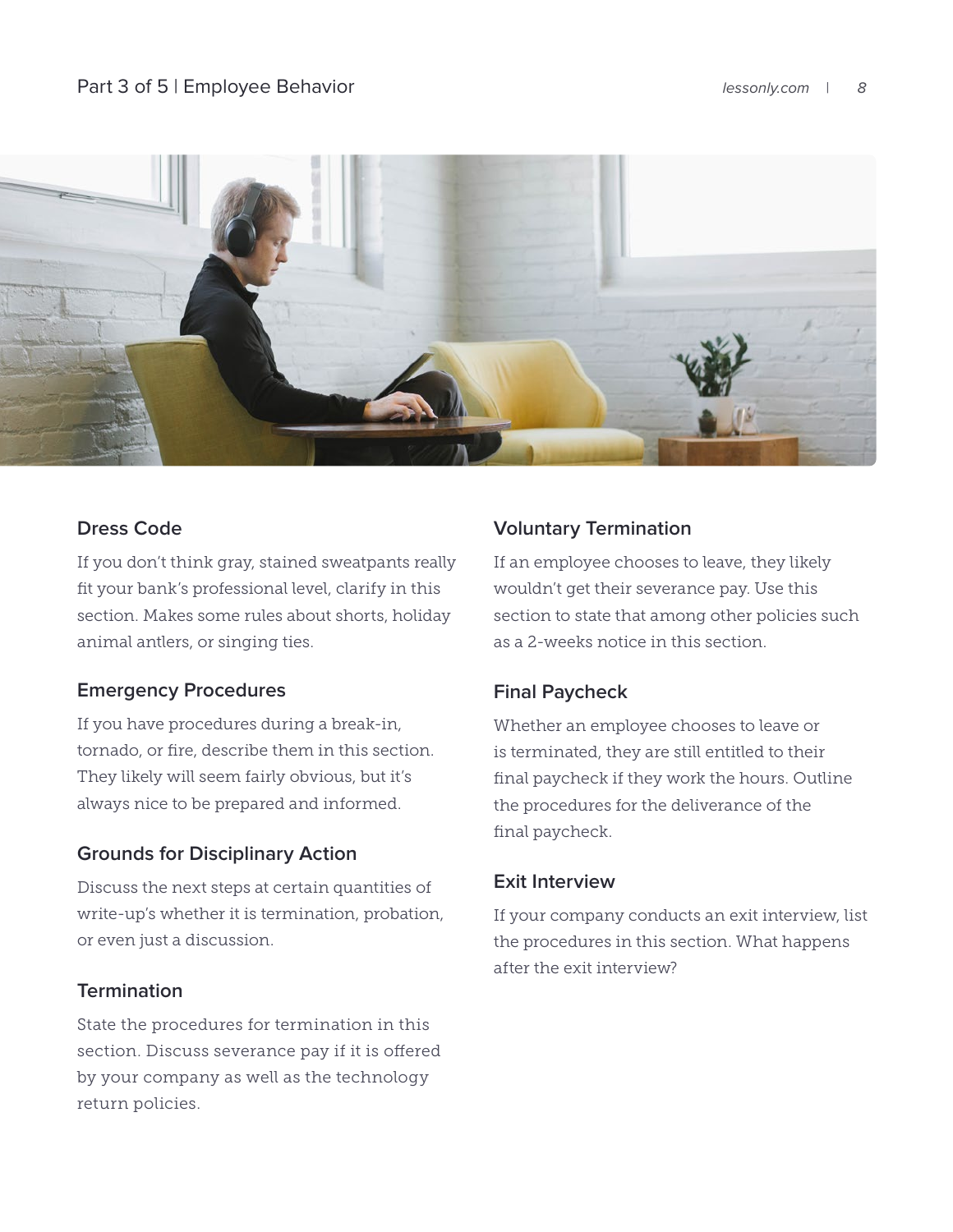### Dress Code

If you don't think gray, stained sweatpants really fit your bank's professional level, clarify in this section. Makes some rules about shorts, holiday animal antlers, or singing ties.

### Emergency Procedures

If you have procedures during a break-in, tornado, or fire, describe them in this section. They likely will seem fairly obvious, but it's always nice to be prepared and informed.

### Grounds for Disciplinary Action

Discuss the next steps at certain quantities of write-up's whether it is termination, probation, or even just a discussion.

### Termination

State the procedures for termination in this section. Discuss severance pay if it is offered by your company as well as the technology return policies.

### Voluntary Termination

If an employee chooses to leave, they likely wouldn't get their severance pay. Use this section to state that among other policies such as a 2-weeks notice in this section.

### Final Paycheck

Whether an employee chooses to leave or is terminated, they are still entitled to their final paycheck if they work the hours. Outline the procedures for the deliverance of the final paycheck.

### Exit Interview

If your company conducts an exit interview, list the procedures in this section. What happens after the exit interview?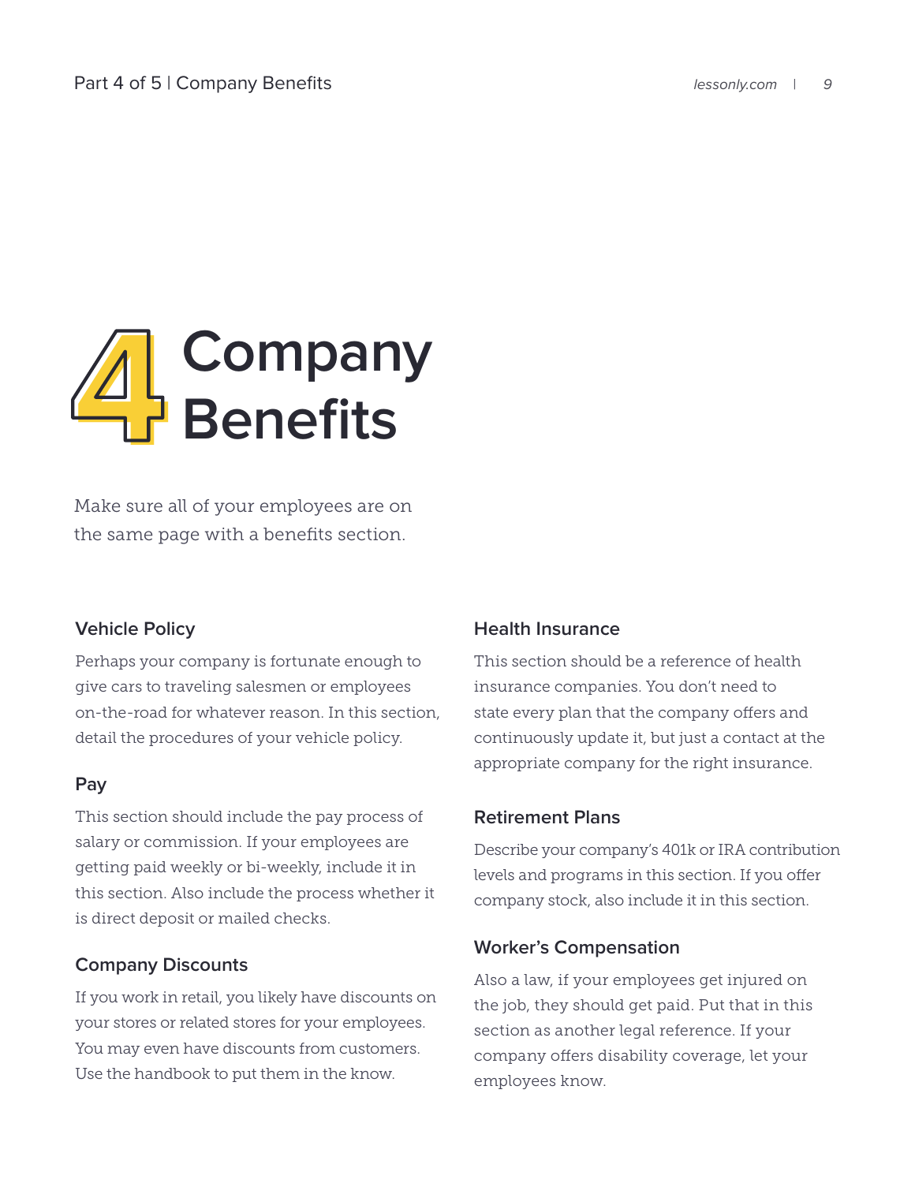# 4 Company Benefits

Make sure all of your employees are on the same page with a benefits section.

### Vehicle Policy

Perhaps your company is fortunate enough to give cars to traveling salesmen or employees on-the-road for whatever reason. In this section, detail the procedures of your vehicle policy.

### Pay

This section should include the pay process of salary or commission. If your employees are getting paid weekly or bi-weekly, include it in this section. Also include the process whether it is direct deposit or mailed checks.

### Company Discounts

If you work in retail, you likely have discounts on your stores or related stores for your employees. You may even have discounts from customers. Use the handbook to put them in the know.

### Health Insurance

This section should be a reference of health insurance companies. You don't need to state every plan that the company offers and continuously update it, but just a contact at the appropriate company for the right insurance.

### Retirement Plans

Describe your company's 401k or IRA contribution levels and programs in this section. If you offer company stock, also include it in this section.

### Worker's Compensation

Also a law, if your employees get injured on the job, they should get paid. Put that in this section as another legal reference. If your company offers disability coverage, let your employees know.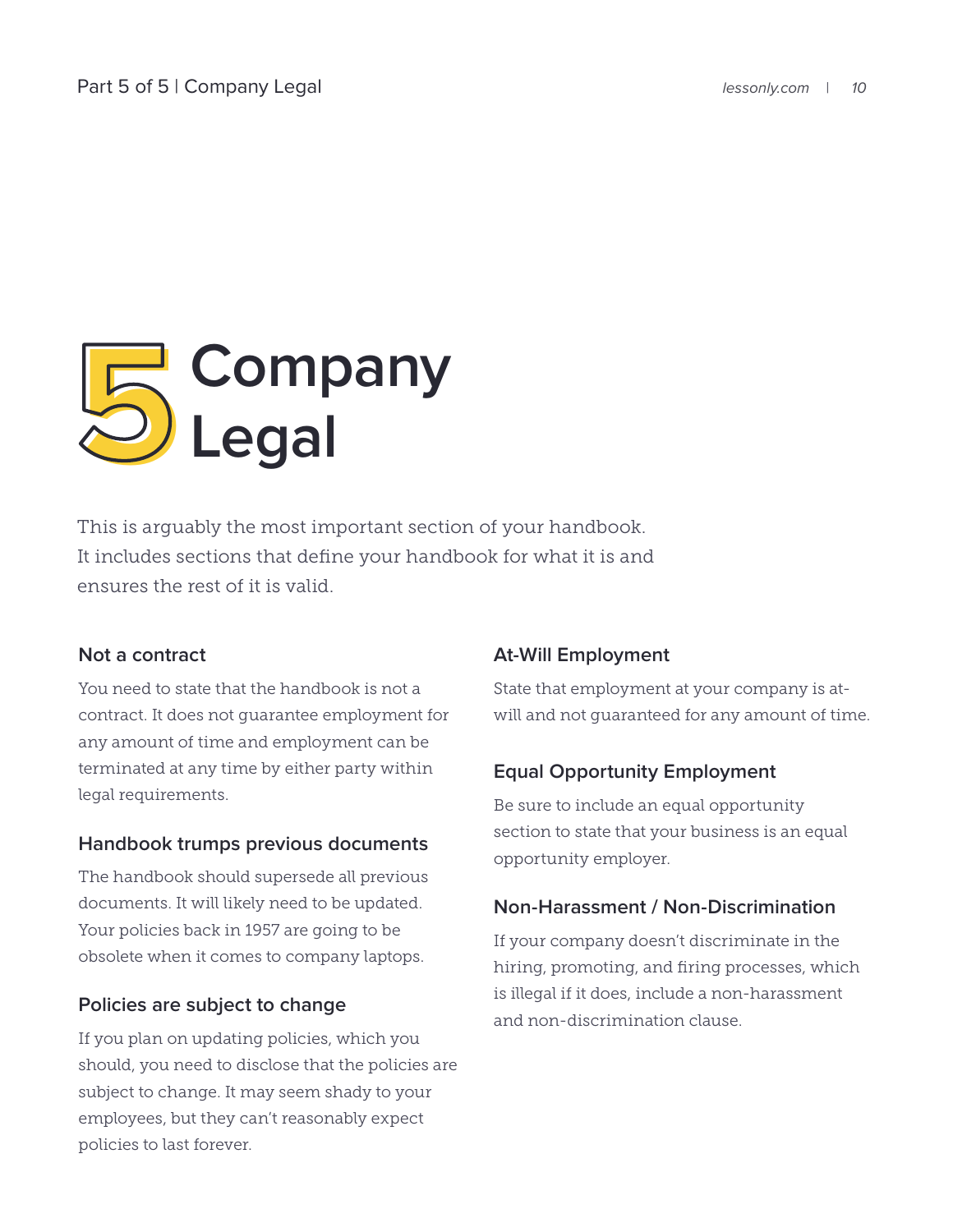# 5 Company Legal

This is arguably the most important section of your handbook. It includes sections that define your handbook for what it is and ensures the rest of it is valid.

### Not a contract

You need to state that the handbook is not a contract. It does not guarantee employment for any amount of time and employment can be terminated at any time by either party within legal requirements.

### Handbook trumps previous documents

The handbook should supersede all previous documents. It will likely need to be updated. Your policies back in 1957 are going to be obsolete when it comes to company laptops.

### Policies are subject to change

If you plan on updating policies, which you should, you need to disclose that the policies are subject to change. It may seem shady to your employees, but they can't reasonably expect policies to last forever.

### At-Will Employment

State that employment at your company is at-will and not guaranteed for any amount of time.

### Equal Opportunity Employment

Be sure to include an equal opportunity section to state that your business is an equal opportunity employer.

### Non-Harassment / Non-Discrimination

If your company doesn't discriminate in the hiring, promoting, and firing processes, which is illegal if it does, include a non-harassment and non-discrimination clause.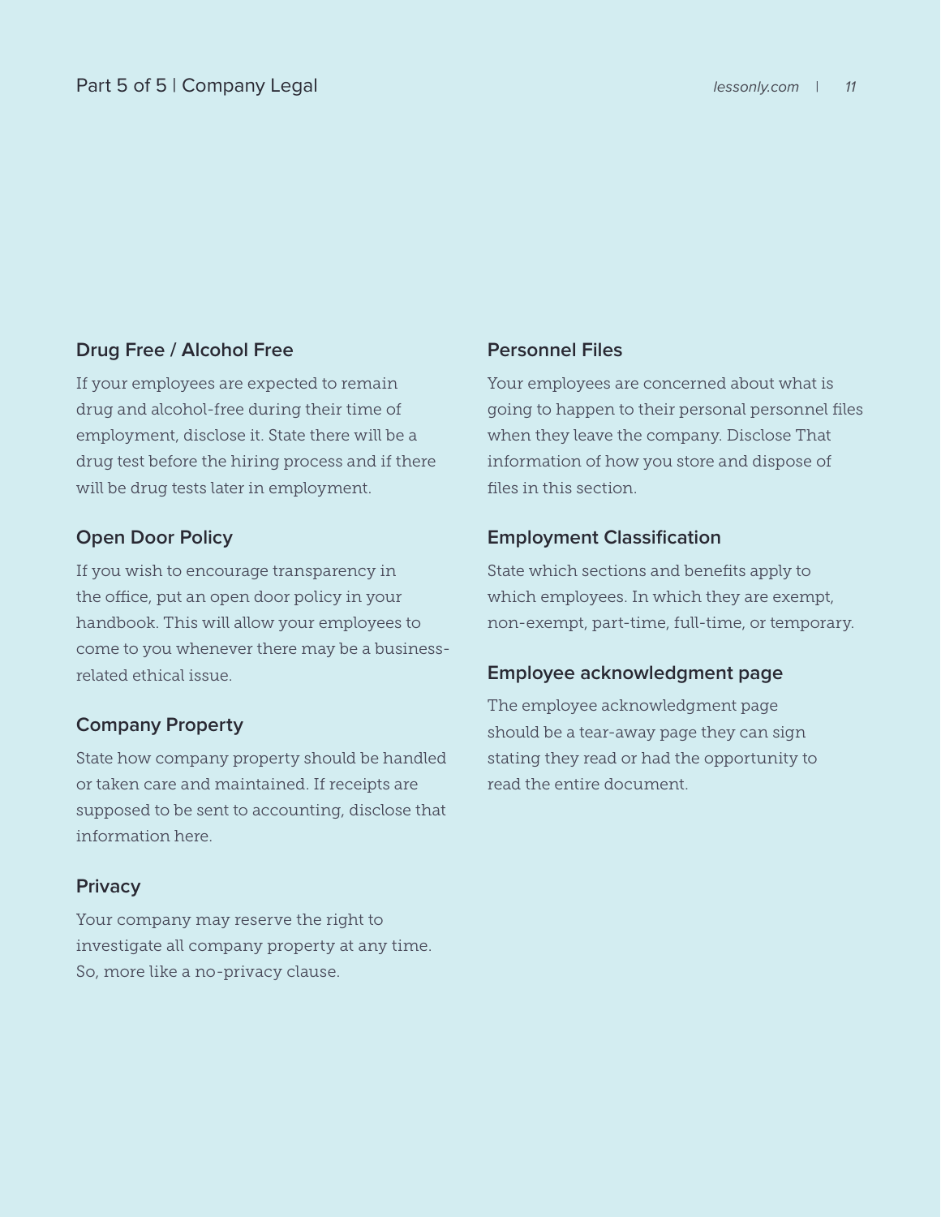### Drug Free / Alcohol Free

If your employees are expected to remain drug and alcohol-free during their time of employment, disclose it. State there will be a drug test before the hiring process and if there will be drug tests later in employment.

### Open Door Policy

If you wish to encourage transparency in the office, put an open door policy in your handbook. This will allow your employees to come to you whenever there may be a business-related ethical issue.

### Company Property

State how company property should be handled or taken care and maintained. If receipts are supposed to be sent to accounting, disclose that information here.

### Privacy

Your company may reserve the right to investigate all company property at any time. So, more like a no-privacy clause.

### Personnel Files

Your employees are concerned about what is going to happen to their personal personnel files when they leave the company. Disclose That information of how you store and dispose of files in this section.

### Employment Classification

State which sections and benefits apply to which employees. In which they are exempt, non-exempt, part-time, full-time, or temporary.

### Employee acknowledgment page

The employee acknowledgment page should be a tear-away page they can sign stating they read or had the opportunity to read the entire document.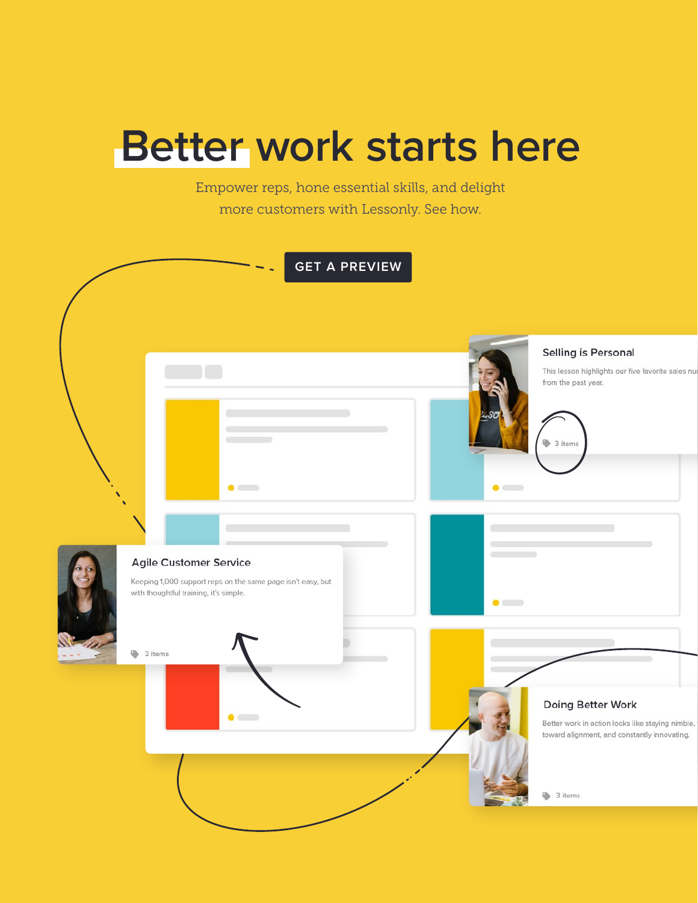# Better work starts here

Empower reps, hone essential skills, and delight more customers with Lessonly. See how.

GET A PREVIEW

Selling is Personal

This lesson highlights our five favorite sales nu from the past year.

3 items

Agile Customer Service

Keeping 1,000 support reps on the same page isn't easy, but with thoughtful training, it's simple.

3 items

Doing Better Work

Better work in action looks like staying nimble, toward alignment, and constantly innovating.

3 items